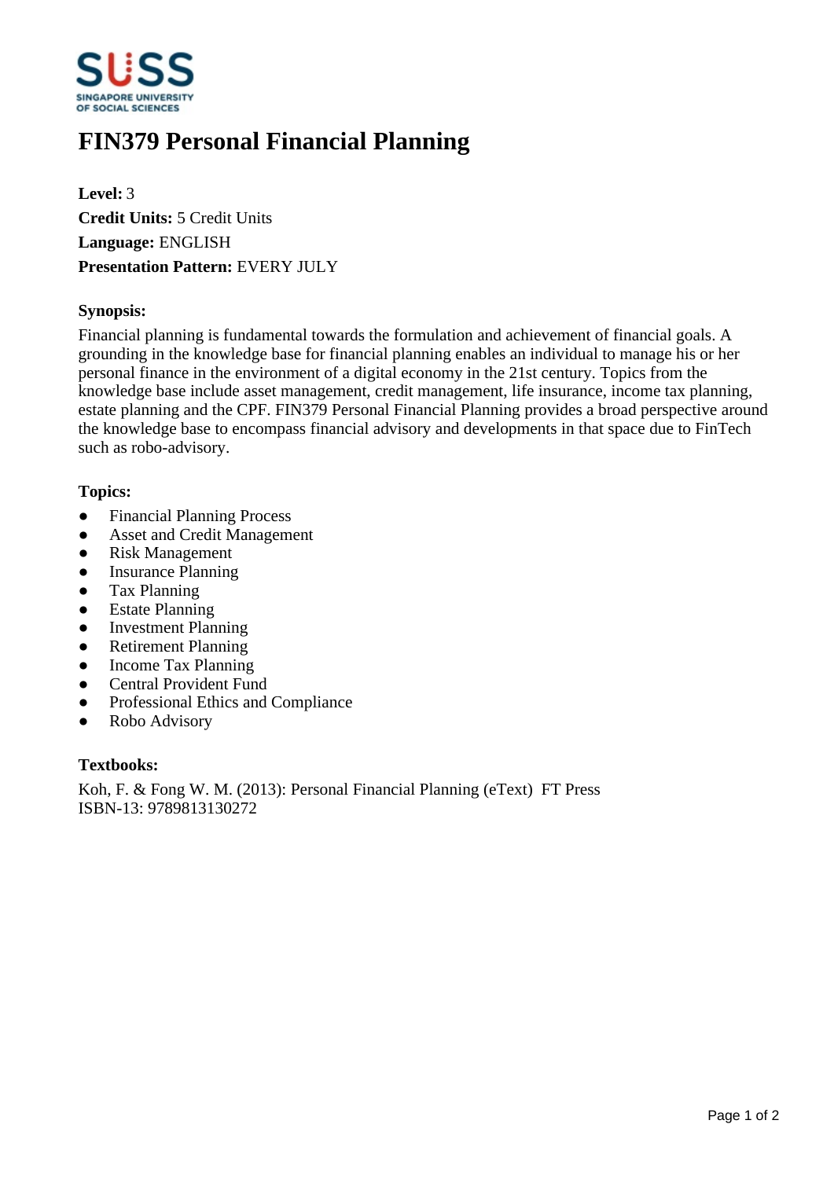# FIN379 Personal Financial Planning

**Level:** 3
**Credit Units:** 5 Credit Units
**Language:** ENGLISH
**Presentation Pattern:** EVERY JULY

### Synopsis:

Financial planning is fundamental towards the formulation and achievement of financial goals. A grounding in the knowledge base for financial planning enables an individual to manage his or her personal finance in the environment of a digital economy in the 21st century. Topics from the knowledge base include asset management, credit management, life insurance, income tax planning, estate planning and the CPF. FIN379 Personal Financial Planning provides a broad perspective around the knowledge base to encompass financial advisory and developments in that space due to FinTech such as robo-advisory.

### Topics:

- Financial Planning Process
- Asset and Credit Management
- Risk Management
- Insurance Planning
- Tax Planning
- Estate Planning
- Investment Planning
- Retirement Planning
- Income Tax Planning
- Central Provident Fund
- Professional Ethics and Compliance
- Robo Advisory

### Textbooks:

Koh, F. & Fong W. M. (2013): Personal Financial Planning (eText) FT Press
ISBN-13: 9789813130272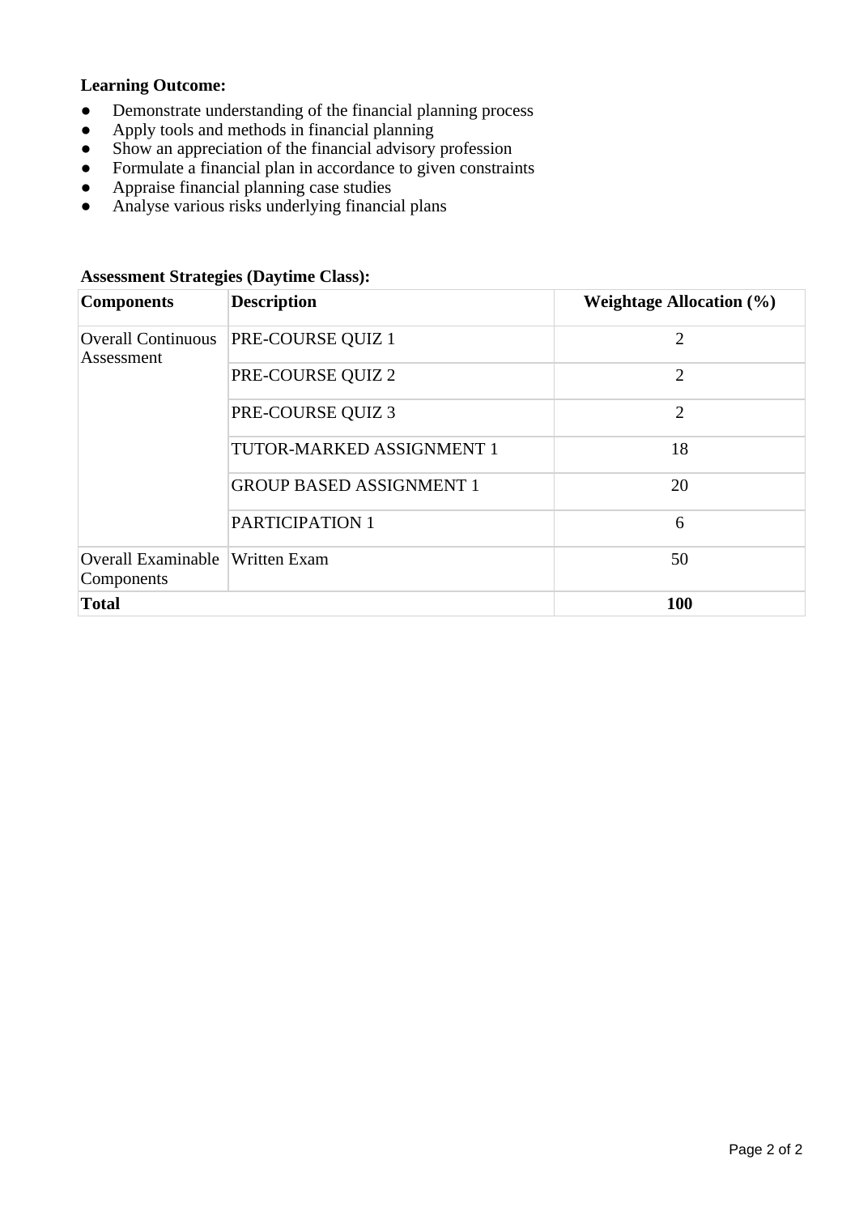**Learning Outcome:**

- Demonstrate understanding of the financial planning process
- Apply tools and methods in financial planning
- Show an appreciation of the financial advisory profession
- Formulate a financial plan in accordance to given constraints
- Appraise financial planning case studies
- Analyse various risks underlying financial plans

**Assessment Strategies (Daytime Class):**

| Components | Description | Weightage Allocation (%) |
|---|---|---|
| Overall Continuous Assessment | PRE-COURSE QUIZ 1 | 2 |
| | PRE-COURSE QUIZ 2 | 2 |
| | PRE-COURSE QUIZ 3 | 2 |
| | TUTOR-MARKED ASSIGNMENT 1 | 18 |
| | GROUP BASED ASSIGNMENT 1 | 20 |
| | PARTICIPATION 1 | 6 |
| Overall Examinable Components | Written Exam | 50 |
| **Total** | | **100** |